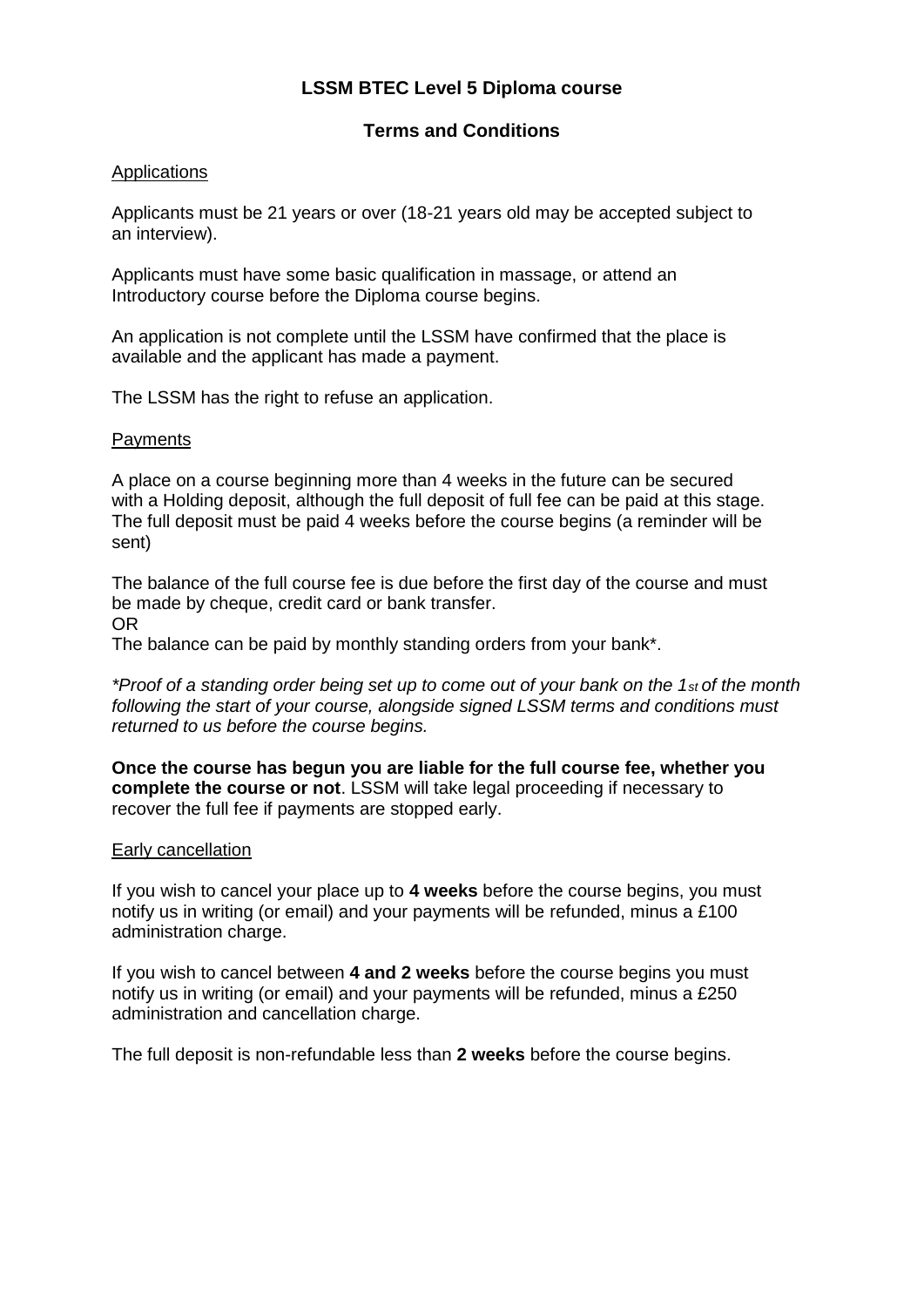# LSSM BTEC Level 5 Diploma course

## Terms and Conditions

### Applications

Applicants must be 21 years or over (18-21 years old may be accepted subject to an interview).

Applicants must have some basic qualification in massage, or attend an Introductory course before the Diploma course begins.

An application is not complete until the LSSM have confirmed that the place is available and the applicant has made a payment.

The LSSM has the right to refuse an application.

### Payments

A place on a course beginning more than 4 weeks in the future can be secured with a Holding deposit, although the full deposit of full fee can be paid at this stage. The full deposit must be paid 4 weeks before the course begins (a reminder will be sent)

The balance of the full course fee is due before the first day of the course and must be made by cheque, credit card or bank transfer.
OR
The balance can be paid by monthly standing orders from your bank*.

*\*Proof of a standing order being set up to come out of your bank on the 1st of the month following the start of your course, alongside signed LSSM terms and conditions must returned to us before the course begins.*

**Once the course has begun you are liable for the full course fee, whether you complete the course or not**. LSSM will take legal proceeding if necessary to recover the full fee if payments are stopped early.

### Early cancellation

If you wish to cancel your place up to **4 weeks** before the course begins, you must notify us in writing (or email) and your payments will be refunded, minus a £100 administration charge.

If you wish to cancel between **4 and 2 weeks** before the course begins you must notify us in writing (or email) and your payments will be refunded, minus a £250 administration and cancellation charge.

The full deposit is non-refundable less than **2 weeks** before the course begins.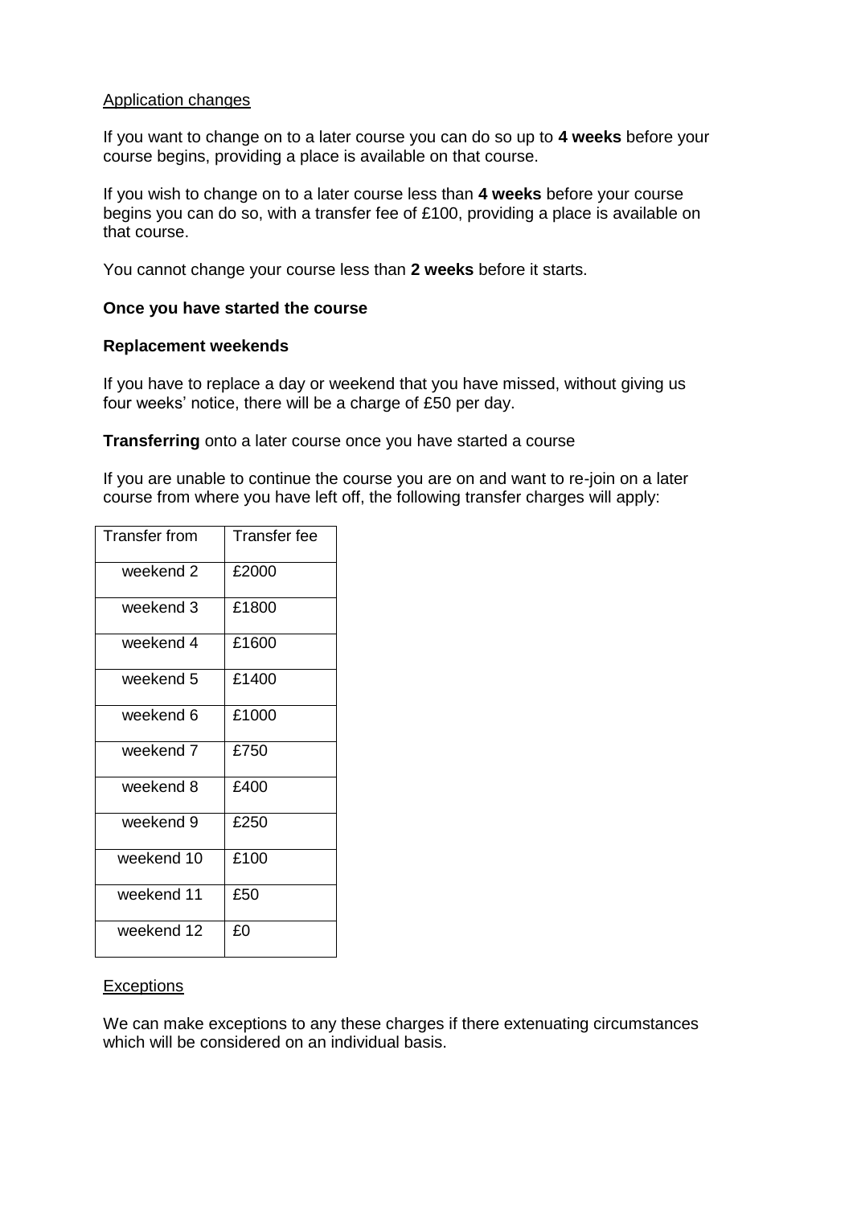Application changes

If you want to change on to a later course you can do so up to **4 weeks** before your course begins, providing a place is available on that course.

If you wish to change on to a later course less than **4 weeks** before your course begins you can do so, with a transfer fee of £100, providing a place is available on that course.

You cannot change your course less than **2 weeks** before it starts.

**Once you have started the course**

**Replacement weekends**

If you have to replace a day or weekend that you have missed, without giving us four weeks' notice, there will be a charge of £50 per day.

**Transferring** onto a later course once you have started a course

If you are unable to continue the course you are on and want to re-join on a later course from where you have left off, the following transfer charges will apply:

| Transfer from | Transfer fee |
|---|---|
| weekend 2 | £2000 |
| weekend 3 | £1800 |
| weekend 4 | £1600 |
| weekend 5 | £1400 |
| weekend 6 | £1000 |
| weekend 7 | £750 |
| weekend 8 | £400 |
| weekend 9 | £250 |
| weekend 10 | £100 |
| weekend 11 | £50 |
| weekend 12 | £0 |

Exceptions

We can make exceptions to any these charges if there extenuating circumstances which will be considered on an individual basis.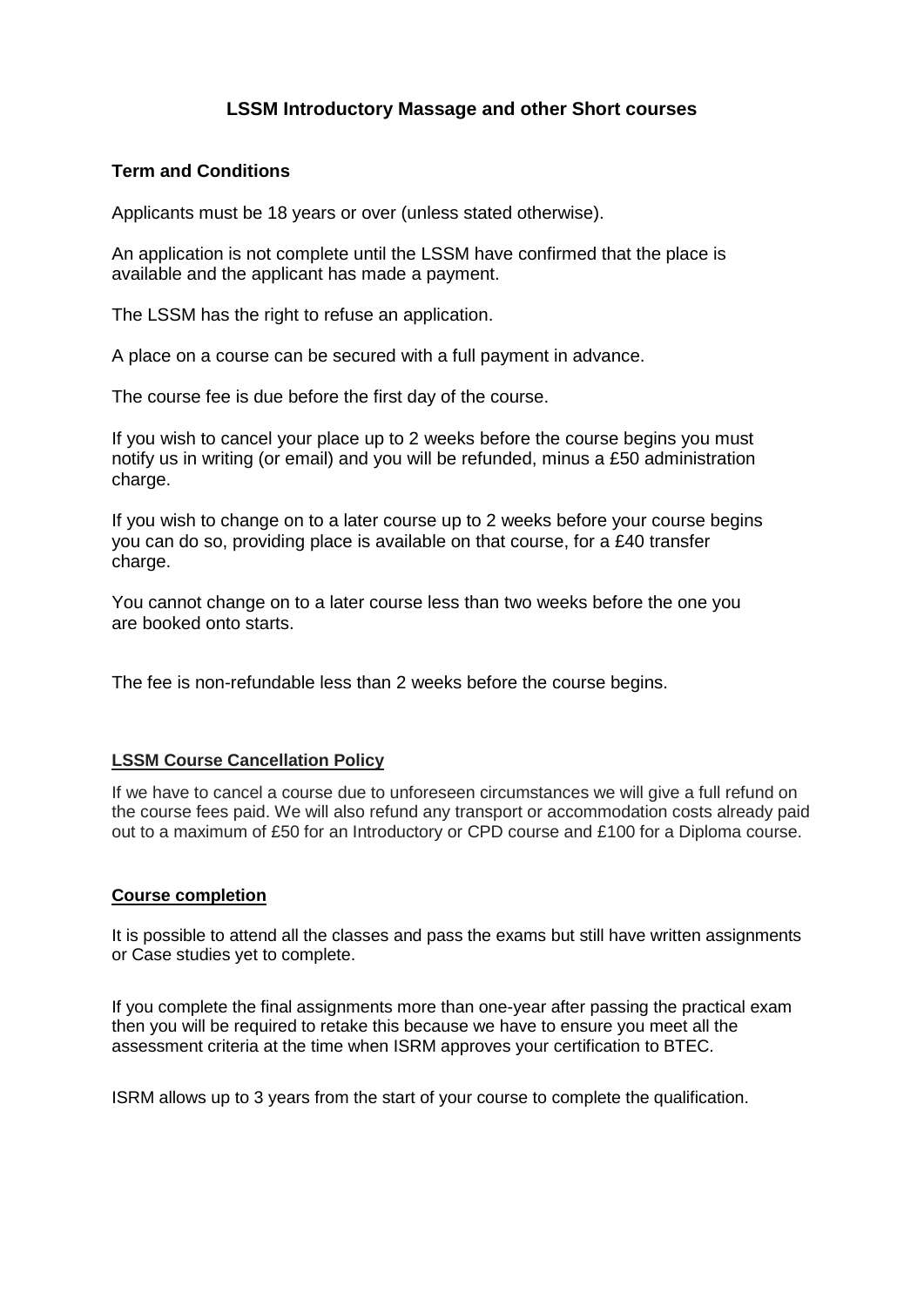## LSSM Introductory Massage and other Short courses

### Term and Conditions

Applicants must be 18 years or over (unless stated otherwise).

An application is not complete until the LSSM have confirmed that the place is available and the applicant has made a payment.

The LSSM has the right to refuse an application.

A place on a course can be secured with a full payment in advance.

The course fee is due before the first day of the course.

If you wish to cancel your place up to 2 weeks before the course begins you must notify us in writing (or email) and you will be refunded, minus a £50 administration charge.

If you wish to change on to a later course up to 2 weeks before your course begins you can do so, providing place is available on that course, for a £40 transfer charge.

You cannot change on to a later course less than two weeks before the one you are booked onto starts.

The fee is non-refundable less than 2 weeks before the course begins.

### LSSM Course Cancellation Policy

If we have to cancel a course due to unforeseen circumstances we will give a full refund on the course fees paid. We will also refund any transport or accommodation costs already paid out to a maximum of £50 for an Introductory or CPD course and £100 for a Diploma course.

### Course completion

It is possible to attend all the classes and pass the exams but still have written assignments or Case studies yet to complete.

If you complete the final assignments more than one-year after passing the practical exam then you will be required to retake this because we have to ensure you meet all the assessment criteria at the time when ISRM approves your certification to BTEC.

ISRM allows up to 3 years from the start of your course to complete the qualification.